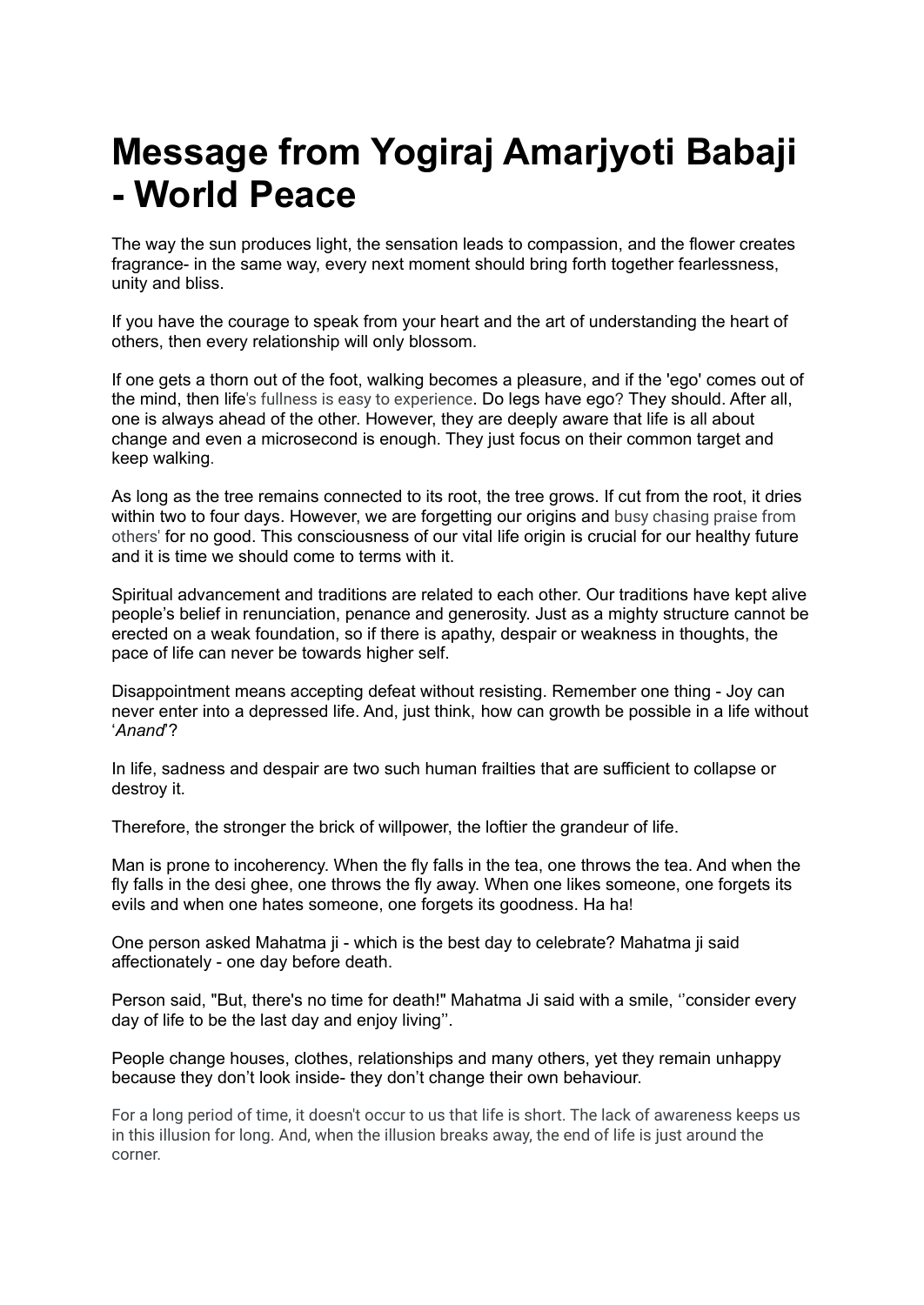# Message from Yogiraj Amarjyoti Babaji - World Peace

The way the sun produces light, the sensation leads to compassion, and the flower creates fragrance- in the same way, every next moment should bring forth together fearlessness, unity and bliss.

If you have the courage to speak from your heart and the art of understanding the heart of others, then every relationship will only blossom.

If one gets a thorn out of the foot, walking becomes a pleasure, and if the 'ego' comes out of the mind, then life's fullness is easy to experience. Do legs have ego? They should. After all, one is always ahead of the other. However, they are deeply aware that life is all about change and even a microsecond is enough. They just focus on their common target and keep walking.

As long as the tree remains connected to its root, the tree grows. If cut from the root, it dries within two to four days. However, we are forgetting our origins and busy chasing praise from others' for no good. This consciousness of our vital life origin is crucial for our healthy future and it is time we should come to terms with it.

Spiritual advancement and traditions are related to each other. Our traditions have kept alive people's belief in renunciation, penance and generosity. Just as a mighty structure cannot be erected on a weak foundation, so if there is apathy, despair or weakness in thoughts, the pace of life can never be towards higher self.

Disappointment means accepting defeat without resisting. Remember one thing - Joy can never enter into a depressed life. And, just think, how can growth be possible in a life without '*Anand*'?

In life, sadness and despair are two such human frailties that are sufficient to collapse or destroy it.

Therefore, the stronger the brick of willpower, the loftier the grandeur of life.

Man is prone to incoherency. When the fly falls in the tea, one throws the tea. And when the fly falls in the desi ghee, one throws the fly away. When one likes someone, one forgets its evils and when one hates someone, one forgets its goodness. Ha ha!

One person asked Mahatma ji - which is the best day to celebrate? Mahatma ji said affectionately - one day before death.

Person said, "But, there's no time for death!" Mahatma Ji said with a smile, ''consider every day of life to be the last day and enjoy living''.

People change houses, clothes, relationships and many others, yet they remain unhappy because they don't look inside- they don't change their own behaviour.

For a long period of time, it doesn't occur to us that life is short. The lack of awareness keeps us in this illusion for long. And, when the illusion breaks away, the end of life is just around the corner.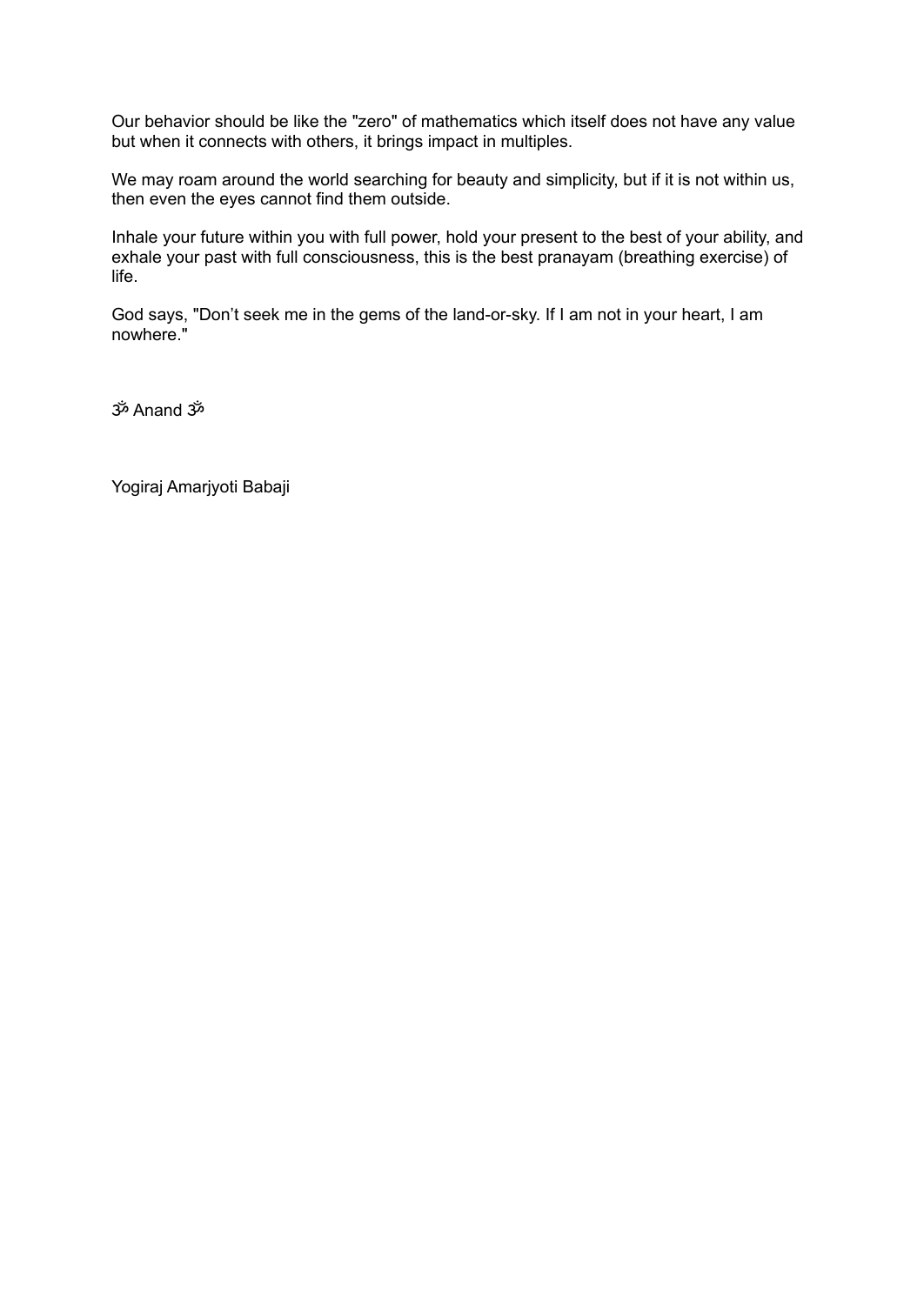Our behavior should be like the "zero" of mathematics which itself does not have any value but when it connects with others, it brings impact in multiples.

We may roam around the world searching for beauty and simplicity, but if it is not within us, then even the eyes cannot find them outside.

Inhale your future within you with full power, hold your present to the best of your ability, and exhale your past with full consciousness, this is the best pranayam (breathing exercise) of life.

God says, "Don’t seek me in the gems of the land-or-sky. If I am not in your heart, I am nowhere."

ॐ Anand ॐ

Yogiraj Amarjyoti Babaji